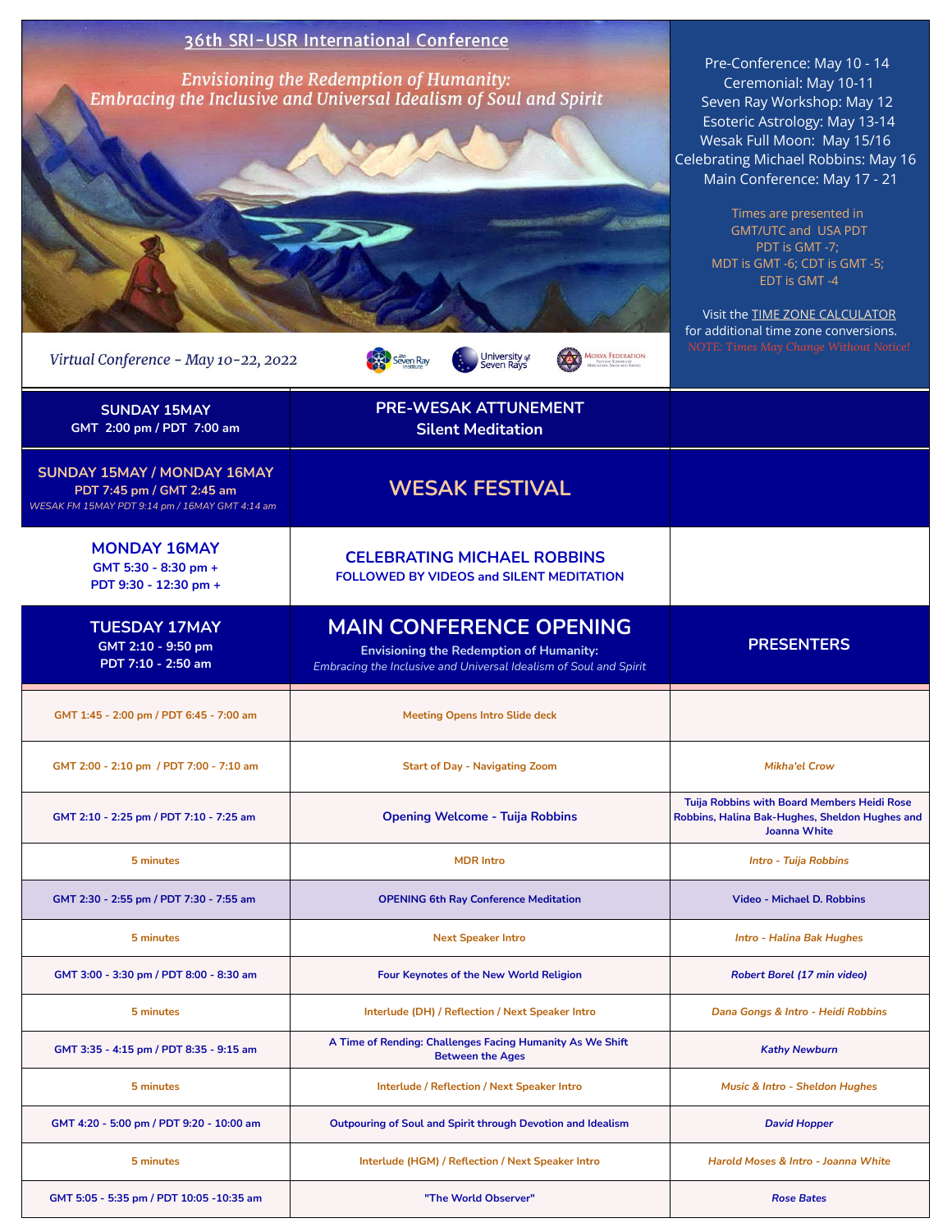# 36th SRI-USR International Conference

*Envisioning the Redemption of Humanity: Embracing the Inclusive and Universal Idealism of Soul and Spirit*

*Virtual Conference - May 10-22, 2022*

Pre-Conference: May 10 - 14
Ceremonial: May 10-11
Seven Ray Workshop: May 12
Esoteric Astrology: May 13-14
Wesak Full Moon: May 15/16
Celebrating Michael Robbins: May 16
Main Conference: May 17 - 21

Times are presented in GMT/UTC and USA PDT
PDT is GMT -7;
MDT is GMT -6; CDT is GMT -5;
EDT is GMT -4

Visit the TIME ZONE CALCULATOR for additional time zone conversions.
NOTE: Times May Change Without Notice!

| Date / Time | Event | Presenters |
|---|---|---|
| **SUNDAY 15MAY** GMT 2:00 pm / PDT 7:00 am | **PRE-WESAK ATTUNEMENT** Silent Meditation | |
| **SUNDAY 15MAY / MONDAY 16MAY** PDT 7:45 pm / GMT 2:45 am *WESAK FM 15MAY PDT 9:14 pm / 16MAY GMT 4:14 am* | **WESAK FESTIVAL** | |
| **MONDAY 16MAY** GMT 5:30 - 8:30 pm + PDT 9:30 - 12:30 pm + | **CELEBRATING MICHAEL ROBBINS** FOLLOWED BY VIDEOS and SILENT MEDITATION | |
| **TUESDAY 17MAY** GMT 2:10 - 9:50 pm PDT 7:10 - 2:50 am | **MAIN CONFERENCE OPENING** Envisioning the Redemption of Humanity: *Embracing the Inclusive and Universal Idealism of Soul and Spirit* | **PRESENTERS** |
| GMT 1:45 - 2:00 pm / PDT 6:45 - 7:00 am | Meeting Opens Intro Slide deck | |
| GMT 2:00 - 2:10 pm / PDT 7:00 - 7:10 am | Start of Day - Navigating Zoom | *Mikha'el Crow* |
| GMT 2:10 - 2:25 pm / PDT 7:10 - 7:25 am | Opening Welcome - Tuija Robbins | Tuija Robbins with Board Members Heidi Rose Robbins, Halina Bak-Hughes, Sheldon Hughes and Joanna White |
| 5 minutes | MDR Intro | *Intro - Tuija Robbins* |
| GMT 2:30 - 2:55 pm / PDT 7:30 - 7:55 am | OPENING 6th Ray Conference Meditation | Video - Michael D. Robbins |
| 5 minutes | Next Speaker Intro | *Intro - Halina Bak Hughes* |
| GMT 3:00 - 3:30 pm / PDT 8:00 - 8:30 am | Four Keynotes of the New World Religion | *Robert Borel (17 min video)* |
| 5 minutes | Interlude (DH) / Reflection / Next Speaker Intro | *Dana Gongs & Intro - Heidi Robbins* |
| GMT 3:35 - 4:15 pm / PDT 8:35 - 9:15 am | A Time of Rending: Challenges Facing Humanity As We Shift Between the Ages | *Kathy Newburn* |
| 5 minutes | Interlude / Reflection / Next Speaker Intro | *Music & Intro - Sheldon Hughes* |
| GMT 4:20 - 5:00 pm / PDT 9:20 - 10:00 am | Outpouring of Soul and Spirit through Devotion and Idealism | *David Hopper* |
| 5 minutes | Interlude (HGM) / Reflection / Next Speaker Intro | *Harold Moses & Intro - Joanna White* |
| GMT 5:05 - 5:35 pm / PDT 10:05 -10:35 am | "The World Observer" | *Rose Bates* |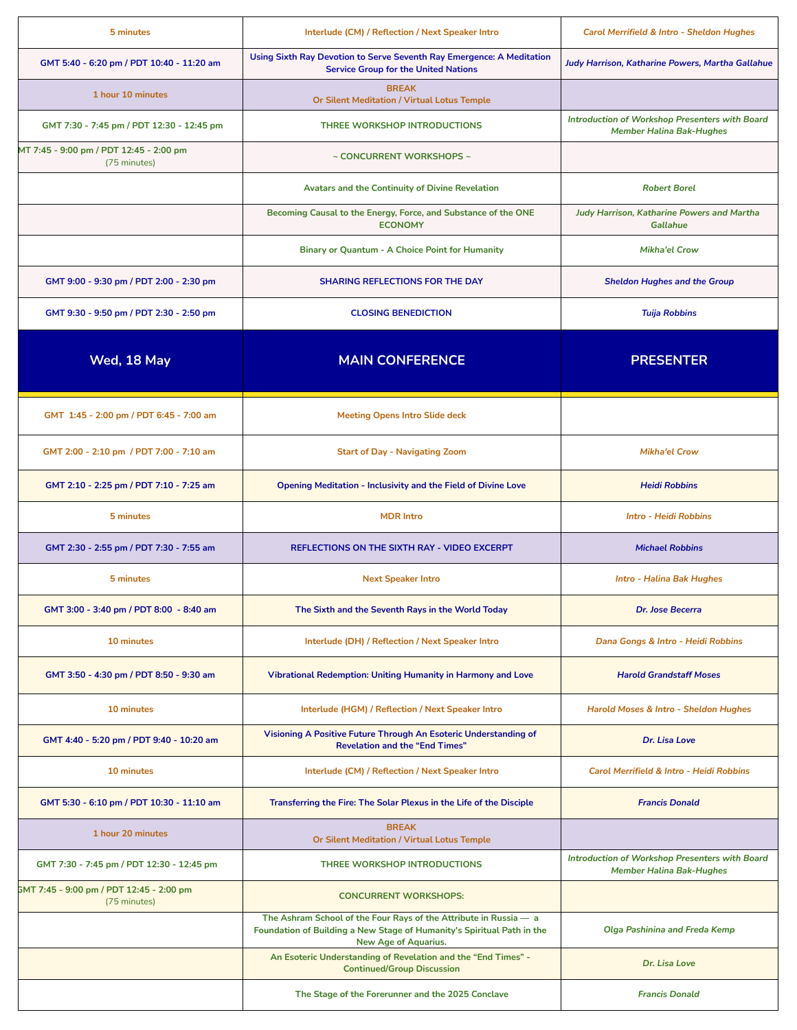| | | |
|---|---|---|
| 5 minutes | Interlude (CM) / Reflection / Next Speaker Intro | *Carol Merrifield & Intro - Sheldon Hughes* |
| GMT 5:40 - 6:20 pm / PDT 10:40 - 11:20 am | Using Sixth Ray Devotion to Serve Seventh Ray Emergence: A Meditation Service Group for the United Nations | *Judy Harrison, Katharine Powers, Martha Gallahue* |
| 1 hour 10 minutes | BREAK<br>Or Silent Meditation / Virtual Lotus Temple | |
| GMT 7:30 - 7:45 pm / PDT 12:30 - 12:45 pm | THREE WORKSHOP INTRODUCTIONS | *Introduction of Workshop Presenters with Board Member Halina Bak-Hughes* |
| GMT 7:45 - 9:00 pm / PDT 12:45 - 2:00 pm (75 minutes) | ~ CONCURRENT WORKSHOPS ~ | |
| | Avatars and the Continuity of Divine Revelation | *Robert Borel* |
| | Becoming Causal to the Energy, Force, and Substance of the ONE ECONOMY | *Judy Harrison, Katharine Powers and Martha Gallahue* |
| | Binary or Quantum - A Choice Point for Humanity | *Mikha'el Crow* |
| GMT 9:00 - 9:30 pm / PDT 2:00 - 2:30 pm | SHARING REFLECTIONS FOR THE DAY | *Sheldon Hughes and the Group* |
| GMT 9:30 - 9:50 pm / PDT 2:30 - 2:50 pm | CLOSING BENEDICTION | *Tuija Robbins* |

| Wed, 18 May | MAIN CONFERENCE | PRESENTER |
|---|---|---|
| GMT 1:45 - 2:00 pm / PDT 6:45 - 7:00 am | Meeting Opens Intro Slide deck | |
| GMT 2:00 - 2:10 pm / PDT 7:00 - 7:10 am | Start of Day - Navigating Zoom | *Mikha'el Crow* |
| GMT 2:10 - 2:25 pm / PDT 7:10 - 7:25 am | Opening Meditation - Inclusivity and the Field of Divine Love | *Heidi Robbins* |
| 5 minutes | MDR Intro | *Intro - Heidi Robbins* |
| GMT 2:30 - 2:55 pm / PDT 7:30 - 7:55 am | REFLECTIONS ON THE SIXTH RAY - VIDEO EXCERPT | *Michael Robbins* |
| 5 minutes | Next Speaker Intro | *Intro - Halina Bak Hughes* |
| GMT 3:00 - 3:40 pm / PDT 8:00 - 8:40 am | The Sixth and the Seventh Rays in the World Today | *Dr. Jose Becerra* |
| 10 minutes | Interlude (DH) / Reflection / Next Speaker Intro | *Dana Gongs & Intro - Heidi Robbins* |
| GMT 3:50 - 4:30 pm / PDT 8:50 - 9:30 am | Vibrational Redemption: Uniting Humanity in Harmony and Love | *Harold Grandstaff Moses* |
| 10 minutes | Interlude (HGM) / Reflection / Next Speaker Intro | *Harold Moses & Intro - Sheldon Hughes* |
| GMT 4:40 - 5:20 pm / PDT 9:40 - 10:20 am | Visioning A Positive Future Through An Esoteric Understanding of Revelation and the "End Times" | *Dr. Lisa Love* |
| 10 minutes | Interlude (CM) / Reflection / Next Speaker Intro | *Carol Merrifield & Intro - Heidi Robbins* |
| GMT 5:30 - 6:10 pm / PDT 10:30 - 11:10 am | Transferring the Fire: The Solar Plexus in the Life of the Disciple | *Francis Donald* |
| 1 hour 20 minutes | BREAK<br>Or Silent Meditation / Virtual Lotus Temple | |
| GMT 7:30 - 7:45 pm / PDT 12:30 - 12:45 pm | THREE WORKSHOP INTRODUCTIONS | *Introduction of Workshop Presenters with Board Member Halina Bak-Hughes* |
| GMT 7:45 - 9:00 pm / PDT 12:45 - 2:00 pm (75 minutes) | CONCURRENT WORKSHOPS: | |
| | The Ashram School of the Four Rays of the Attribute in Russia — a Foundation of Building a New Stage of Humanity's Spiritual Path in the New Age of Aquarius. | *Olga Pashinina and Freda Kemp* |
| | An Esoteric Understanding of Revelation and the "End Times" - Continued/Group Discussion | *Dr. Lisa Love* |
| | The Stage of the Forerunner and the 2025 Conclave | *Francis Donald* |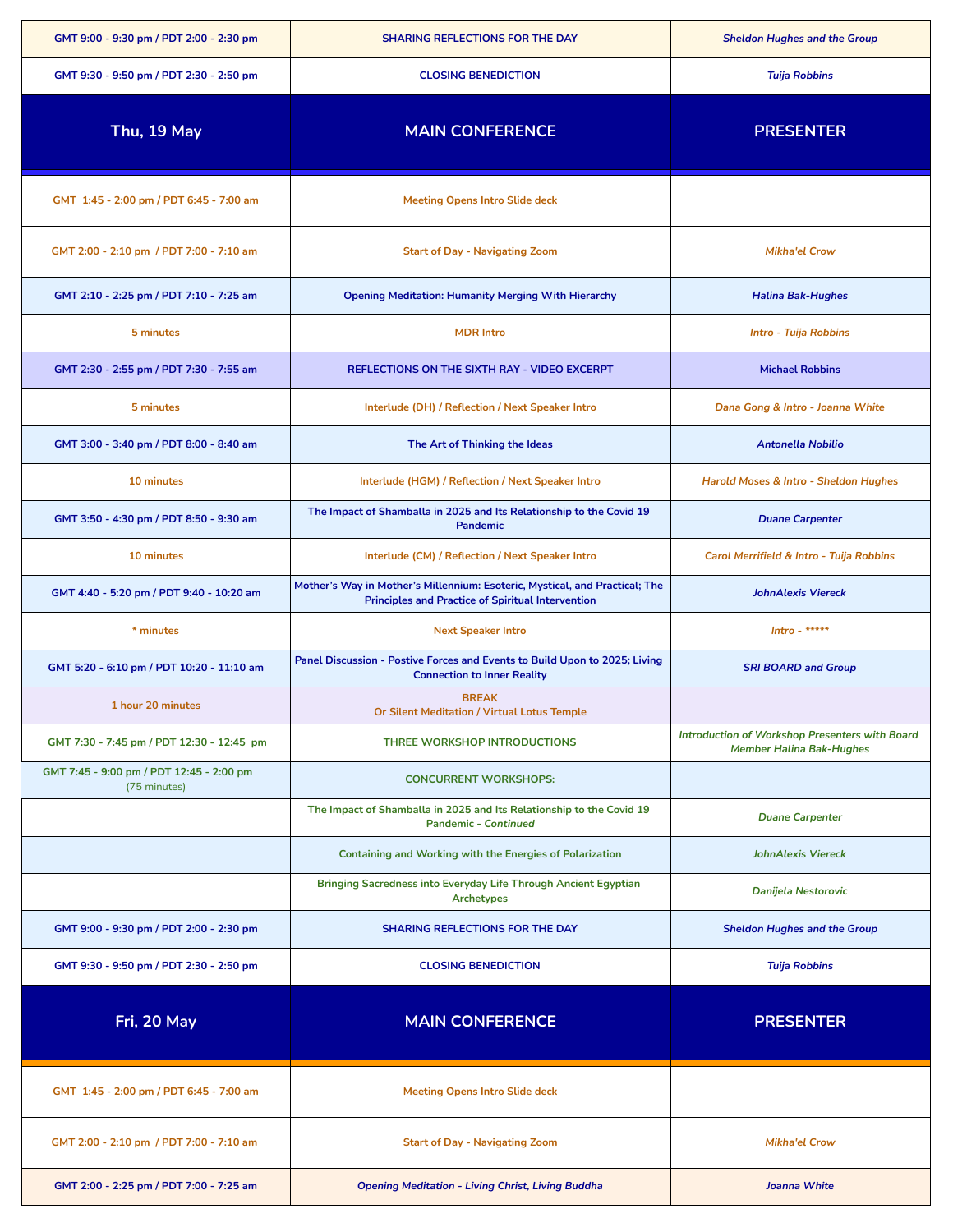| GMT 9:00 - 9:30 pm / PDT 2:00 - 2:30 pm | SHARING REFLECTIONS FOR THE DAY | *Sheldon Hughes and the Group* |
|---|---|---|
| GMT 9:30 - 9:50 pm / PDT 2:30 - 2:50 pm | CLOSING BENEDICTION | *Tuija Robbins* |

| Thu, 19 May | MAIN CONFERENCE | PRESENTER |
|---|---|---|
| GMT 1:45 - 2:00 pm / PDT 6:45 - 7:00 am | Meeting Opens Intro Slide deck | |
| GMT 2:00 - 2:10 pm / PDT 7:00 - 7:10 am | Start of Day - Navigating Zoom | *Mikha'el Crow* |
| GMT 2:10 - 2:25 pm / PDT 7:10 - 7:25 am | Opening Meditation: Humanity Merging With Hierarchy | *Halina Bak-Hughes* |
| 5 minutes | MDR Intro | *Intro - Tuija Robbins* |
| GMT 2:30 - 2:55 pm / PDT 7:30 - 7:55 am | REFLECTIONS ON THE SIXTH RAY - VIDEO EXCERPT | Michael Robbins |
| 5 minutes | Interlude (DH) / Reflection / Next Speaker Intro | *Dana Gong & Intro - Joanna White* |
| GMT 3:00 - 3:40 pm / PDT 8:00 - 8:40 am | The Art of Thinking the Ideas | *Antonella Nobilio* |
| 10 minutes | Interlude (HGM) / Reflection / Next Speaker Intro | *Harold Moses & Intro - Sheldon Hughes* |
| GMT 3:50 - 4:30 pm / PDT 8:50 - 9:30 am | The Impact of Shamballa in 2025 and Its Relationship to the Covid 19 Pandemic | *Duane Carpenter* |
| 10 minutes | Interlude (CM) / Reflection / Next Speaker Intro | *Carol Merrifield & Intro - Tuija Robbins* |
| GMT 4:40 - 5:20 pm / PDT 9:40 - 10:20 am | Mother's Way in Mother's Millennium: Esoteric, Mystical, and Practical; The Principles and Practice of Spiritual Intervention | *JohnAlexis Viereck* |
| * minutes | Next Speaker Intro | *Intro - ******* |
| GMT 5:20 - 6:10 pm / PDT 10:20 - 11:10 am | Panel Discussion - Postive Forces and Events to Build Upon to 2025; Living Connection to Inner Reality | *SRI BOARD and Group* |
| 1 hour 20 minutes | BREAK<br>Or Silent Meditation / Virtual Lotus Temple | |
| GMT 7:30 - 7:45 pm / PDT 12:30 - 12:45 pm | THREE WORKSHOP INTRODUCTIONS | *Introduction of Workshop Presenters with Board Member Halina Bak-Hughes* |
| GMT 7:45 - 9:00 pm / PDT 12:45 - 2:00 pm (75 minutes) | CONCURRENT WORKSHOPS: | |
| | The Impact of Shamballa in 2025 and Its Relationship to the Covid 19 Pandemic - *Continued* | *Duane Carpenter* |
| | Containing and Working with the Energies of Polarization | *JohnAlexis Viereck* |
| | Bringing Sacredness into Everyday Life Through Ancient Egyptian Archetypes | *Danijela Nestorovic* |
| GMT 9:00 - 9:30 pm / PDT 2:00 - 2:30 pm | SHARING REFLECTIONS FOR THE DAY | *Sheldon Hughes and the Group* |
| GMT 9:30 - 9:50 pm / PDT 2:30 - 2:50 pm | CLOSING BENEDICTION | *Tuija Robbins* |

| Fri, 20 May | MAIN CONFERENCE | PRESENTER |
|---|---|---|
| GMT 1:45 - 2:00 pm / PDT 6:45 - 7:00 am | Meeting Opens Intro Slide deck | |
| GMT 2:00 - 2:10 pm / PDT 7:00 - 7:10 am | Start of Day - Navigating Zoom | *Mikha'el Crow* |
| GMT 2:00 - 2:25 pm / PDT 7:00 - 7:25 am | *Opening Meditation - Living Christ, Living Buddha* | *Joanna White* |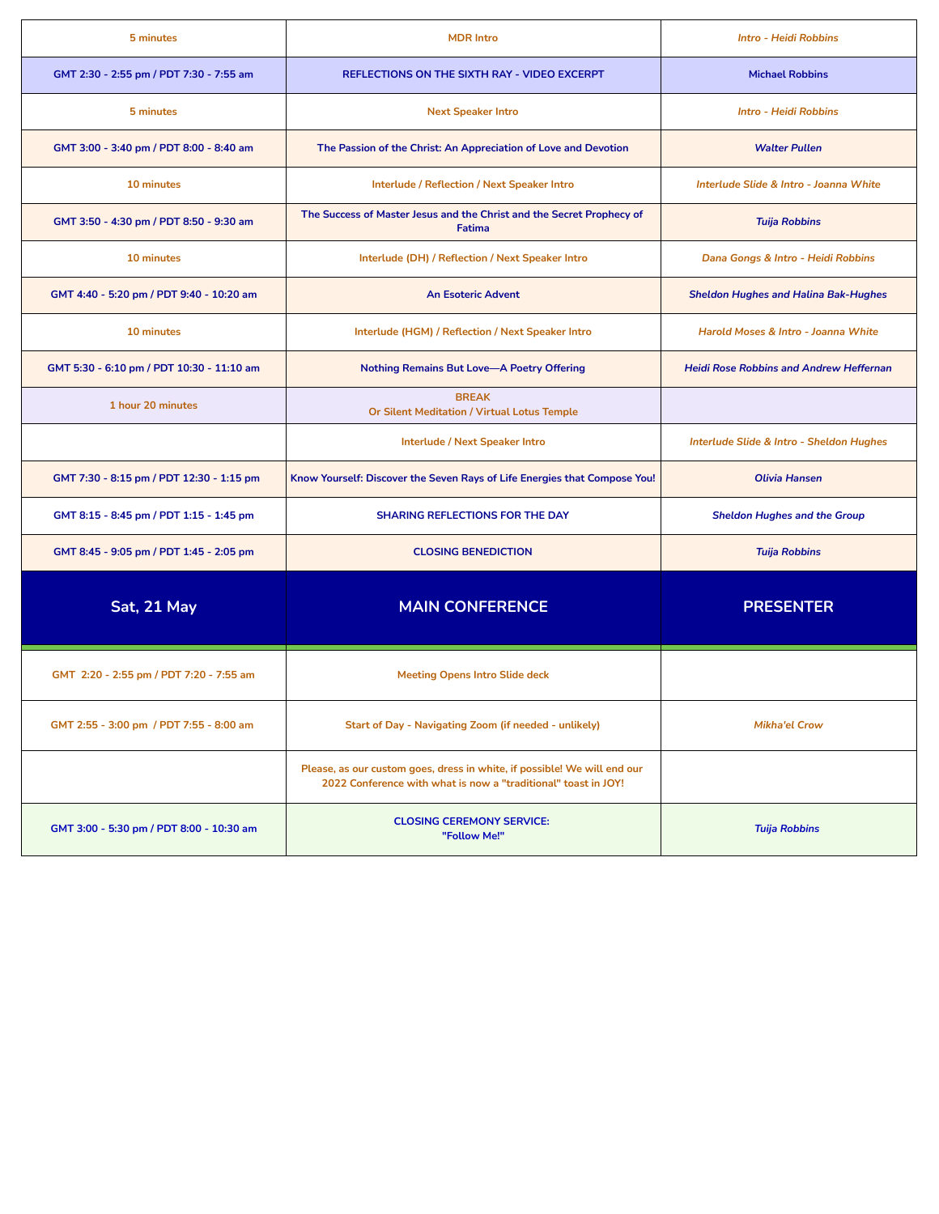| | | |
|---|---|---|
| 5 minutes | MDR Intro | *Intro - Heidi Robbins* |
| GMT 2:30 - 2:55 pm / PDT 7:30 - 7:55 am | REFLECTIONS ON THE SIXTH RAY - VIDEO EXCERPT | Michael Robbins |
| 5 minutes | Next Speaker Intro | *Intro - Heidi Robbins* |
| GMT 3:00 - 3:40 pm / PDT 8:00 - 8:40 am | The Passion of the Christ: An Appreciation of Love and Devotion | *Walter Pullen* |
| 10 minutes | Interlude / Reflection / Next Speaker Intro | *Interlude Slide & Intro - Joanna White* |
| GMT 3:50 - 4:30 pm / PDT 8:50 - 9:30 am | The Success of Master Jesus and the Christ and the Secret Prophecy of Fatima | *Tuija Robbins* |
| 10 minutes | Interlude (DH) / Reflection / Next Speaker Intro | *Dana Gongs & Intro - Heidi Robbins* |
| GMT 4:40 - 5:20 pm / PDT 9:40 - 10:20 am | An Esoteric Advent | *Sheldon Hughes and Halina Bak-Hughes* |
| 10 minutes | Interlude (HGM) / Reflection / Next Speaker Intro | *Harold Moses & Intro - Joanna White* |
| GMT 5:30 - 6:10 pm / PDT 10:30 - 11:10 am | Nothing Remains But Love—A Poetry Offering | *Heidi Rose Robbins and Andrew Heffernan* |
| 1 hour 20 minutes | BREAK<br>Or Silent Meditation / Virtual Lotus Temple | |
| | Interlude / Next Speaker Intro | *Interlude Slide & Intro - Sheldon Hughes* |
| GMT 7:30 - 8:15 pm / PDT 12:30 - 1:15 pm | Know Yourself: Discover the Seven Rays of Life Energies that Compose You! | *Olivia Hansen* |
| GMT 8:15 - 8:45 pm / PDT 1:15 - 1:45 pm | SHARING REFLECTIONS FOR THE DAY | *Sheldon Hughes and the Group* |
| GMT 8:45 - 9:05 pm / PDT 1:45 - 2:05 pm | CLOSING BENEDICTION | *Tuija Robbins* |
| **Sat, 21 May** | **MAIN CONFERENCE** | **PRESENTER** |
| GMT 2:20 - 2:55 pm / PDT 7:20 - 7:55 am | Meeting Opens Intro Slide deck | |
| GMT 2:55 - 3:00 pm / PDT 7:55 - 8:00 am | Start of Day - Navigating Zoom (if needed - unlikely) | *Mikha'el Crow* |
| | Please, as our custom goes, dress in white, if possible! We will end our 2022 Conference with what is now a "traditional" toast in JOY! | |
| GMT 3:00 - 5:30 pm / PDT 8:00 - 10:30 am | CLOSING CEREMONY SERVICE:<br>"Follow Me!" | *Tuija Robbins* |